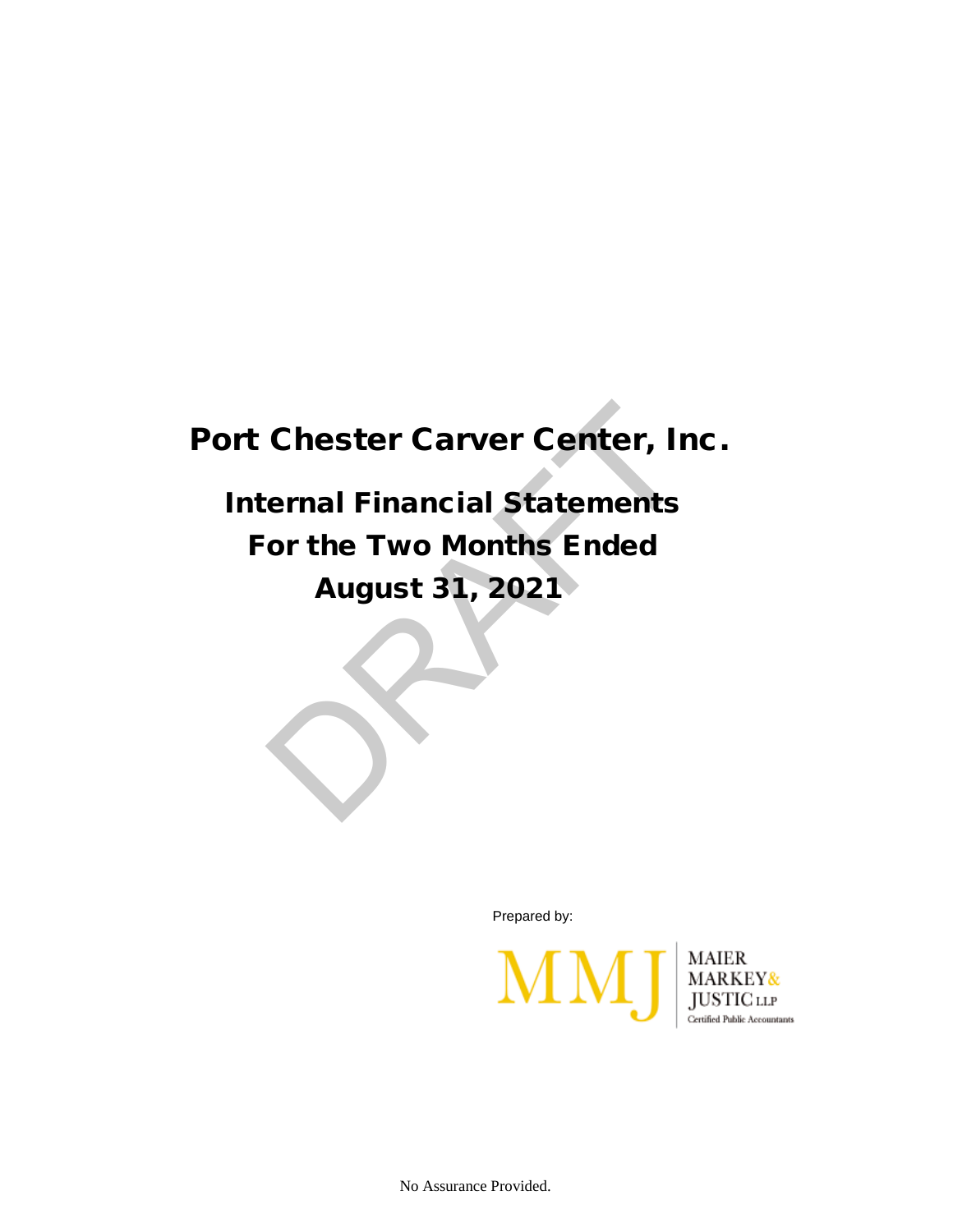# Port Chester Carver Center, Inc.

## Internal Financial Statements
## For the Two Months Ended
## August 31, 2021

DRAFT

Prepared by:

MMJ MAIER MARKEY & JUSTIC LLP
Certified Public Accountants

No Assurance Provided.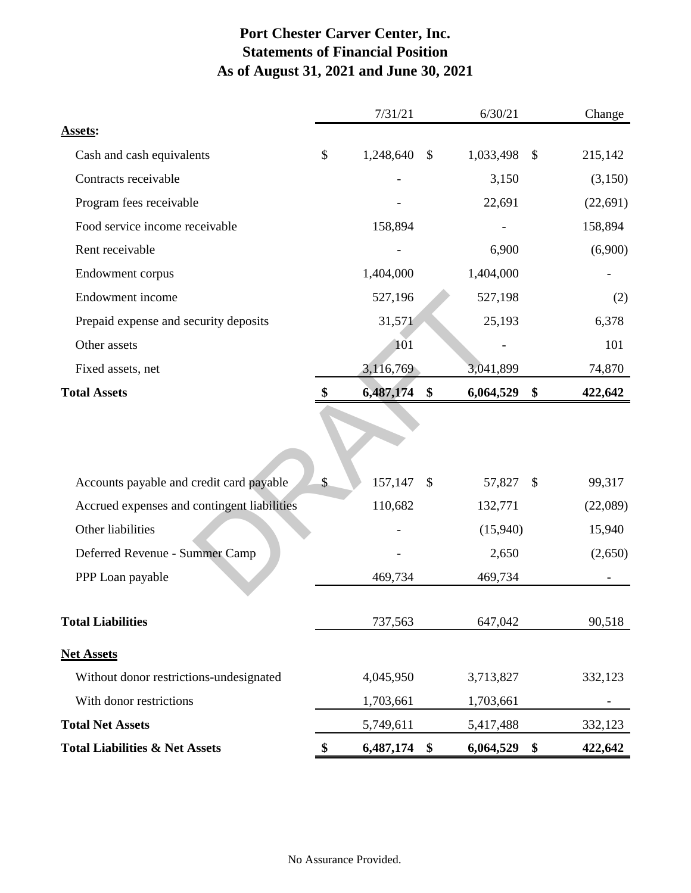# Port Chester Carver Center, Inc.
# Statements of Financial Position
# As of August 31, 2021 and June 30, 2021

| | | 7/31/21 | | 6/30/21 | | Change |
|---|---|---|---|---|---|---|
| **Assets:** | | | | | | |
| Cash and cash equivalents | $ | 1,248,640 | $ | 1,033,498 | $ | 215,142 |
| Contracts receivable | | - | | 3,150 | | (3,150) |
| Program fees receivable | | - | | 22,691 | | (22,691) |
| Food service income receivable | | 158,894 | | - | | 158,894 |
| Rent receivable | | - | | 6,900 | | (6,900) |
| Endowment corpus | | 1,404,000 | | 1,404,000 | | - |
| Endowment income | | 527,196 | | 527,198 | | (2) |
| Prepaid expense and security deposits | | 31,571 | | 25,193 | | 6,378 |
| Other assets | | 101 | | - | | 101 |
| Fixed assets, net | | 3,116,769 | | 3,041,899 | | 74,870 |
| **Total Assets** | **$** | **6,487,174** | **$** | **6,064,529** | **$** | **422,642** |
| | | | | | | |
| Accounts payable and credit card payable | $ | 157,147 | $ | 57,827 | $ | 99,317 |
| Accrued expenses and contingent liabilities | | 110,682 | | 132,771 | | (22,089) |
| Other liabilities | | - | | (15,940) | | 15,940 |
| Deferred Revenue - Summer Camp | | - | | 2,650 | | (2,650) |
| PPP Loan payable | | 469,734 | | 469,734 | | - |
| **Total Liabilities** | | 737,563 | | 647,042 | | 90,518 |
| **Net Assets** | | | | | | |
| Without donor restrictions-undesignated | | 4,045,950 | | 3,713,827 | | 332,123 |
| With donor restrictions | | 1,703,661 | | 1,703,661 | | - |
| **Total Net Assets** | | 5,749,611 | | 5,417,488 | | 332,123 |
| **Total Liabilities & Net Assets** | **$** | **6,487,174** | **$** | **6,064,529** | **$** | **422,642** |

DRAFT

No Assurance Provided.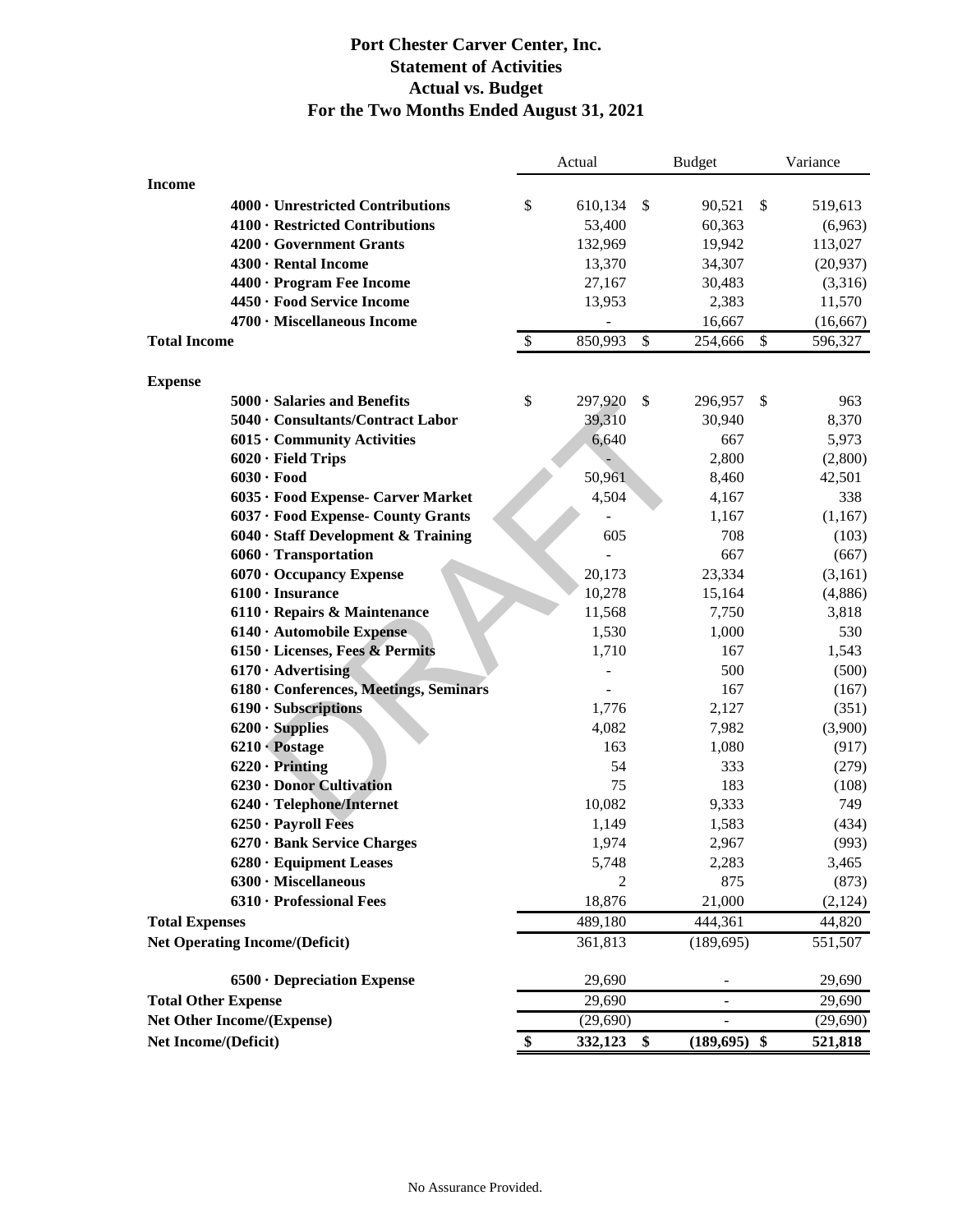# Port Chester Carver Center, Inc.
## Statement of Activities
## Actual vs. Budget
## For the Two Months Ended August 31, 2021

| | Actual | Budget | Variance |
|---|---|---|---|
| **Income** | | | |
| **4000 · Unrestricted Contributions** | $ 610,134 | $ 90,521 | $ 519,613 |
| **4100 · Restricted Contributions** | 53,400 | 60,363 | (6,963) |
| **4200 · Government Grants** | 132,969 | 19,942 | 113,027 |
| **4300 · Rental Income** | 13,370 | 34,307 | (20,937) |
| **4400 · Program Fee Income** | 27,167 | 30,483 | (3,316) |
| **4450 · Food Service Income** | 13,953 | 2,383 | 11,570 |
| **4700 · Miscellaneous Income** | - | 16,667 | (16,667) |
| **Total Income** | $ 850,993 | $ 254,666 | $ 596,327 |
| **Expense** | | | |
| **5000 · Salaries and Benefits** | $ 297,920 | $ 296,957 | $ 963 |
| **5040 · Consultants/Contract Labor** | 39,310 | 30,940 | 8,370 |
| **6015 · Community Activities** | 6,640 | 667 | 5,973 |
| **6020 · Field Trips** | - | 2,800 | (2,800) |
| **6030 · Food** | 50,961 | 8,460 | 42,501 |
| **6035 · Food Expense- Carver Market** | 4,504 | 4,167 | 338 |
| **6037 · Food Expense- County Grants** | - | 1,167 | (1,167) |
| **6040 · Staff Development & Training** | 605 | 708 | (103) |
| **6060 · Transportation** | - | 667 | (667) |
| **6070 · Occupancy Expense** | 20,173 | 23,334 | (3,161) |
| **6100 · Insurance** | 10,278 | 15,164 | (4,886) |
| **6110 · Repairs & Maintenance** | 11,568 | 7,750 | 3,818 |
| **6140 · Automobile Expense** | 1,530 | 1,000 | 530 |
| **6150 · Licenses, Fees & Permits** | 1,710 | 167 | 1,543 |
| **6170 · Advertising** | - | 500 | (500) |
| **6180 · Conferences, Meetings, Seminars** | - | 167 | (167) |
| **6190 · Subscriptions** | 1,776 | 2,127 | (351) |
| **6200 · Supplies** | 4,082 | 7,982 | (3,900) |
| **6210 · Postage** | 163 | 1,080 | (917) |
| **6220 · Printing** | 54 | 333 | (279) |
| **6230 · Donor Cultivation** | 75 | 183 | (108) |
| **6240 · Telephone/Internet** | 10,082 | 9,333 | 749 |
| **6250 · Payroll Fees** | 1,149 | 1,583 | (434) |
| **6270 · Bank Service Charges** | 1,974 | 2,967 | (993) |
| **6280 · Equipment Leases** | 5,748 | 2,283 | 3,465 |
| **6300 · Miscellaneous** | 2 | 875 | (873) |
| **6310 · Professional Fees** | 18,876 | 21,000 | (2,124) |
| **Total Expenses** | 489,180 | 444,361 | 44,820 |
| **Net Operating Income/(Deficit)** | 361,813 | (189,695) | 551,507 |
| **6500 · Depreciation Expense** | 29,690 | - | 29,690 |
| **Total Other Expense** | 29,690 | - | 29,690 |
| **Net Other Income/(Expense)** | (29,690) | - | (29,690) |
| **Net Income/(Deficit)** | **$ 332,123** | **$ (189,695)** | **$ 521,818** |

DRAFT

No Assurance Provided.